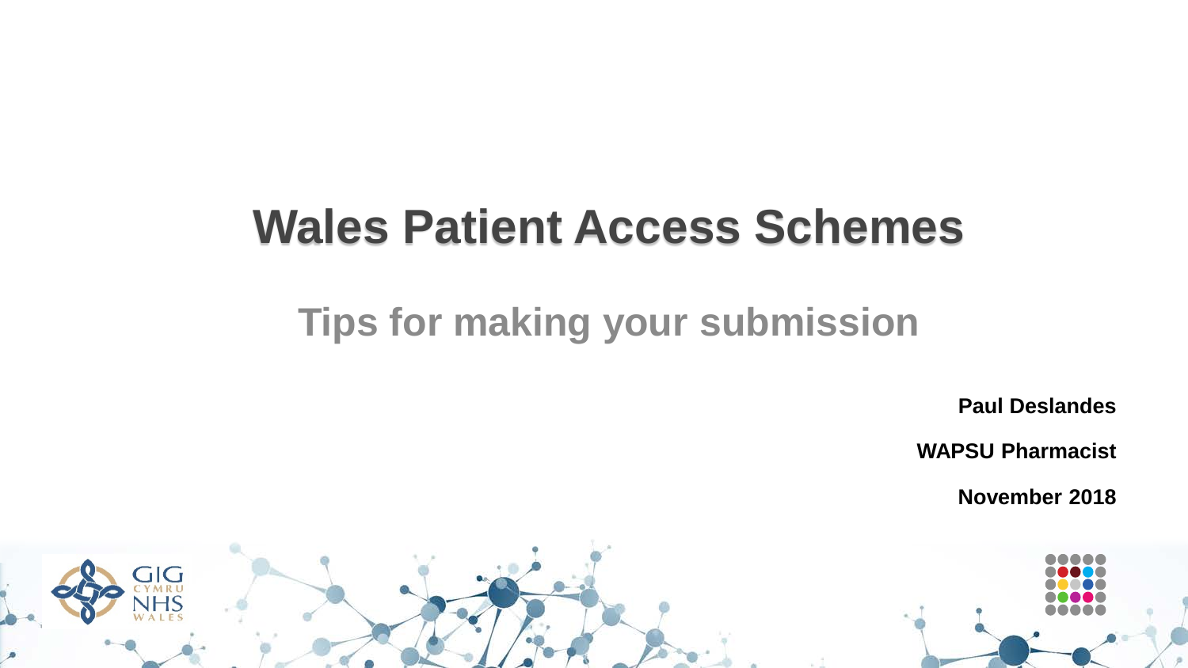# Wales Patient Access Schemes

## Tips for making your submission

**Paul Deslandes**

**WAPSU Pharmacist**

**November 2018**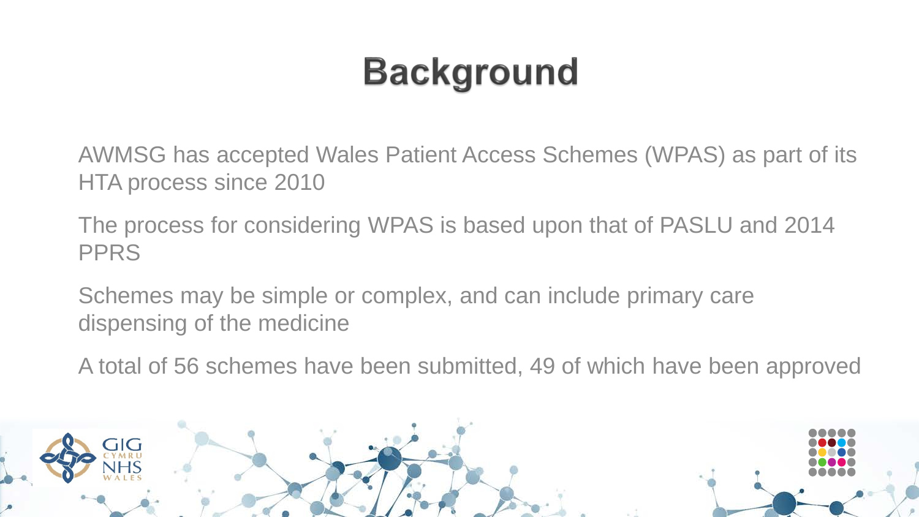# Background

AWMSG has accepted Wales Patient Access Schemes (WPAS) as part of its HTA process since 2010

The process for considering WPAS is based upon that of PASLU and 2014 PPRS

Schemes may be simple or complex, and can include primary care dispensing of the medicine

A total of 56 schemes have been submitted, 49 of which have been approved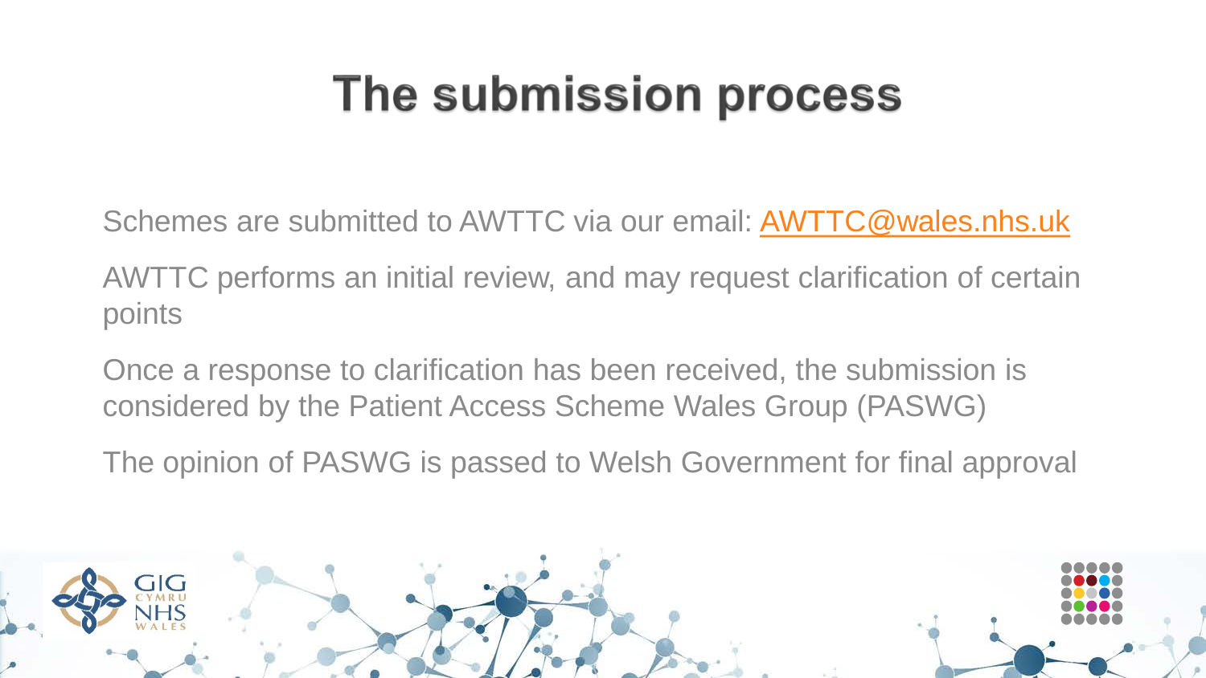# The submission process

Schemes are submitted to AWTTC via our email: AWTTC@wales.nhs.uk

AWTTC performs an initial review, and may request clarification of certain points

Once a response to clarification has been received, the submission is considered by the Patient Access Scheme Wales Group (PASWG)

The opinion of PASWG is passed to Welsh Government for final approval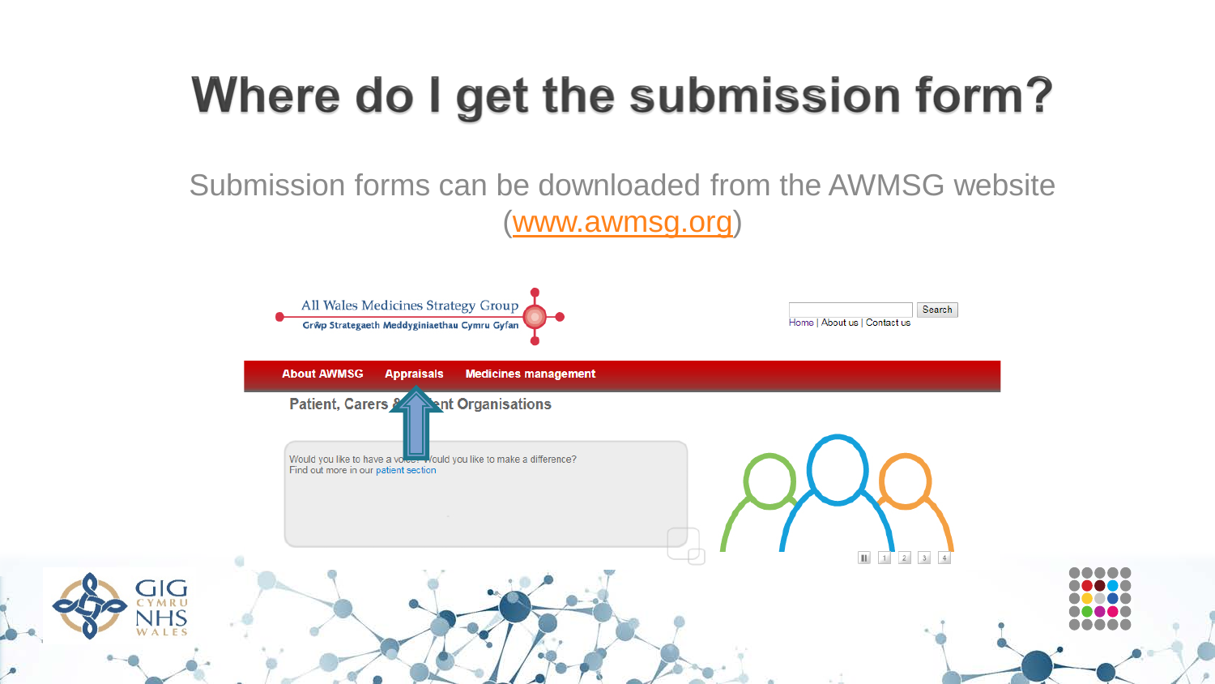# Where do I get the submission form?

Submission forms can be downloaded from the AWMSG website (www.awmsg.org)

All Wales Medicines Strategy Group

Grŵp Strategaeth Meddyginiaethau Cymru Gyfan

Search

Home | About us | Contact us

About AWMSG Appraisals Medicines management

Patient, Carers & Patient Organisations

Would you like to have a voice? Would you like to make a difference?
Find out more in our patient section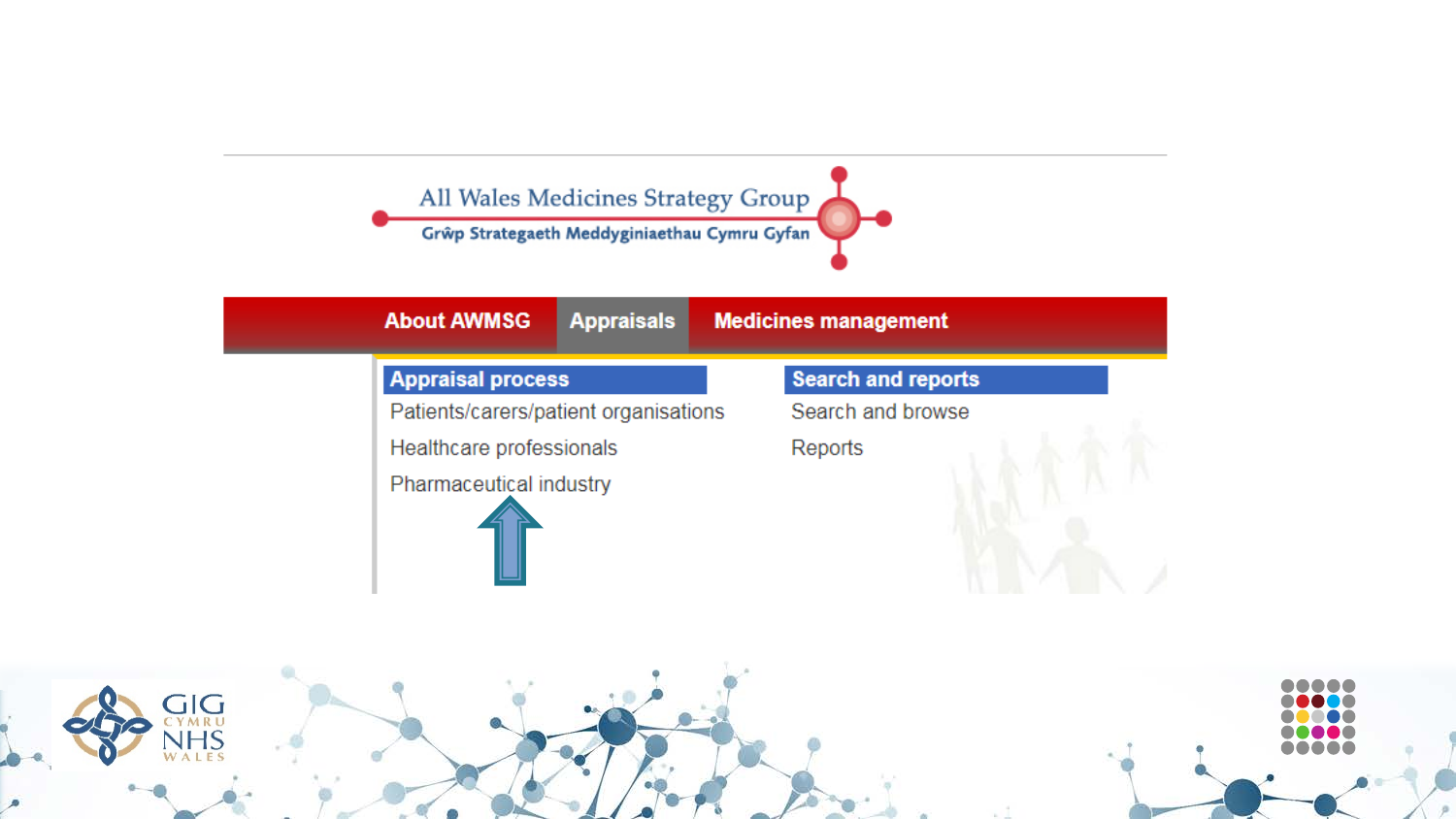All Wales Medicines Strategy Group

Grŵp Strategaeth Meddyginiaethau Cymru Gyfan

About AWMSG | Appraisals | Medicines management

**Appraisal process**

- Patients/carers/patient organisations
- Healthcare professionals
- Pharmaceutical industry

**Search and reports**

- Search and browse
- Reports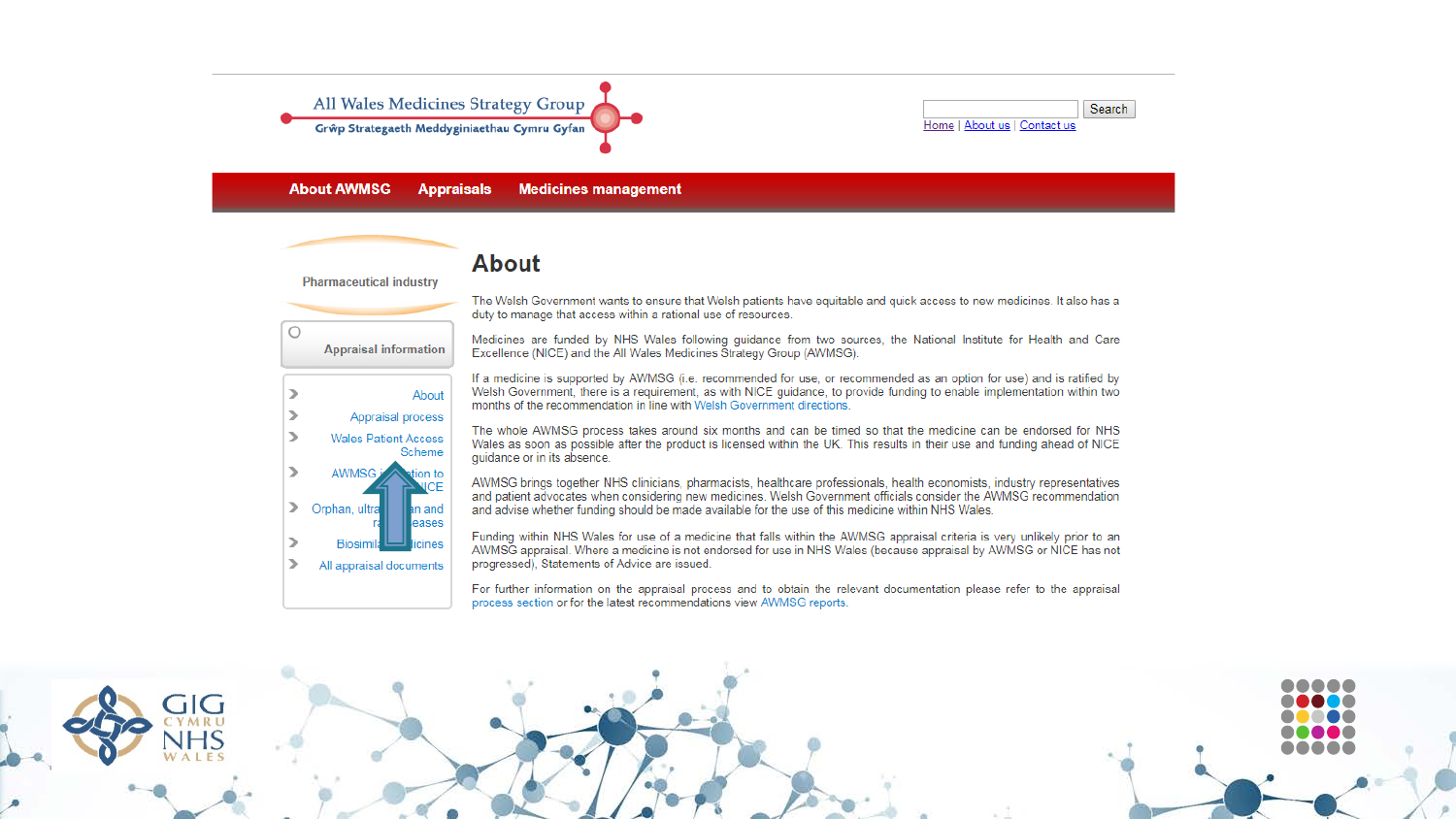All Wales Medicines Strategy Group

Grŵp Strategaeth Meddyginiaethau Cymru Gyfan

Search

Home | About us | Contact us

**About AWMSG** **Appraisals** **Medicines management**

Pharmaceutical industry

Appraisal information

- About
- Appraisal process
- Wales Patient Access Scheme
- AWMSG i... tion to ...ICE
- Orphan, ultra... n and r... eases
- Biosimil... licines
- All appraisal documents

# About

The Welsh Government wants to ensure that Welsh patients have equitable and quick access to new medicines. It also has a duty to manage that access within a rational use of resources.

Medicines are funded by NHS Wales following guidance from two sources, the National Institute for Health and Care Excellence (NICE) and the All Wales Medicines Strategy Group (AWMSG).

If a medicine is supported by AWMSG (i.e. recommended for use, or recommended as an option for use) and is ratified by Welsh Government, there is a requirement, as with NICE guidance, to provide funding to enable implementation within two months of the recommendation in line with Welsh Government directions.

The whole AWMSG process takes around six months and can be timed so that the medicine can be endorsed for NHS Wales as soon as possible after the product is licensed within the UK. This results in their use and funding ahead of NICE guidance or in its absence.

AWMSG brings together NHS clinicians, pharmacists, healthcare professionals, health economists, industry representatives and patient advocates when considering new medicines. Welsh Government officials consider the AWMSG recommendation and advise whether funding should be made available for the use of this medicine within NHS Wales.

Funding within NHS Wales for use of a medicine that falls within the AWMSG appraisal criteria is very unlikely prior to an AWMSG appraisal. Where a medicine is not endorsed for use in NHS Wales (because appraisal by AWMSG or NICE has not progressed), Statements of Advice are issued.

For further information on the appraisal process and to obtain the relevant documentation please refer to the appraisal process section or for the latest recommendations view AWMSG reports.

GIG CYMRU NHS WALES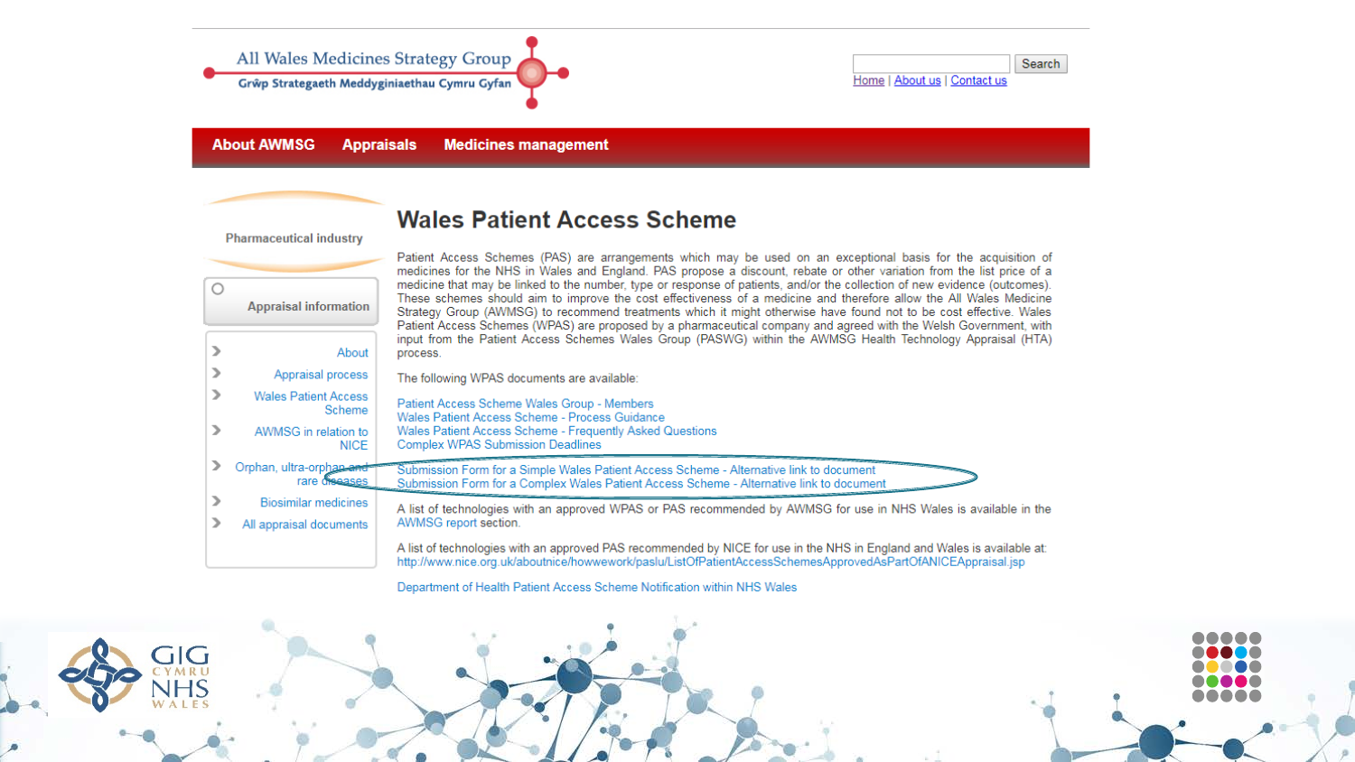All Wales Medicines Strategy Group

Grŵp Strategaeth Meddyginiaethau Cymru Gyfan

Search

Home | About us | Contact us

About AWMSG | Appraisals | Medicines management

Pharmaceutical industry

Appraisal information

- About
- Appraisal process
- Wales Patient Access Scheme
- AWMSG in relation to NICE
- Orphan, ultra-orphan and rare diseases
- Biosimilar medicines
- All appraisal documents

# Wales Patient Access Scheme

Patient Access Schemes (PAS) are arrangements which may be used on an exceptional basis for the acquisition of medicines for the NHS in Wales and England. PAS propose a discount, rebate or other variation from the list price of a medicine that may be linked to the number, type or response of patients, and/or the collection of new evidence (outcomes). These schemes should aim to improve the cost effectiveness of a medicine and therefore allow the All Wales Medicine Strategy Group (AWMSG) to recommend treatments which it might otherwise have found not to be cost effective. Wales Patient Access Schemes (WPAS) are proposed by a pharmaceutical company and agreed with the Welsh Government, with input from the Patient Access Schemes Wales Group (PASWG) within the AWMSG Health Technology Appraisal (HTA) process.

The following WPAS documents are available:

Patient Access Scheme Wales Group - Members
Wales Patient Access Scheme - Process Guidance
Wales Patient Access Scheme - Frequently Asked Questions
Complex WPAS Submission Deadlines

Submission Form for a Simple Wales Patient Access Scheme - Alternative link to document
Submission Form for a Complex Wales Patient Access Scheme - Alternative link to document

A list of technologies with an approved WPAS or PAS recommended by AWMSG for use in NHS Wales is available in the AWMSG report section.

A list of technologies with an approved PAS recommended by NICE for use in the NHS in England and Wales is available at: http://www.nice.org.uk/aboutnice/howwework/paslu/ListOfPatientAccessSchemesApprovedAsPartOfANICEAppraisal.jsp

Department of Health Patient Access Scheme Notification within NHS Wales

GIG CYMRU NHS WALES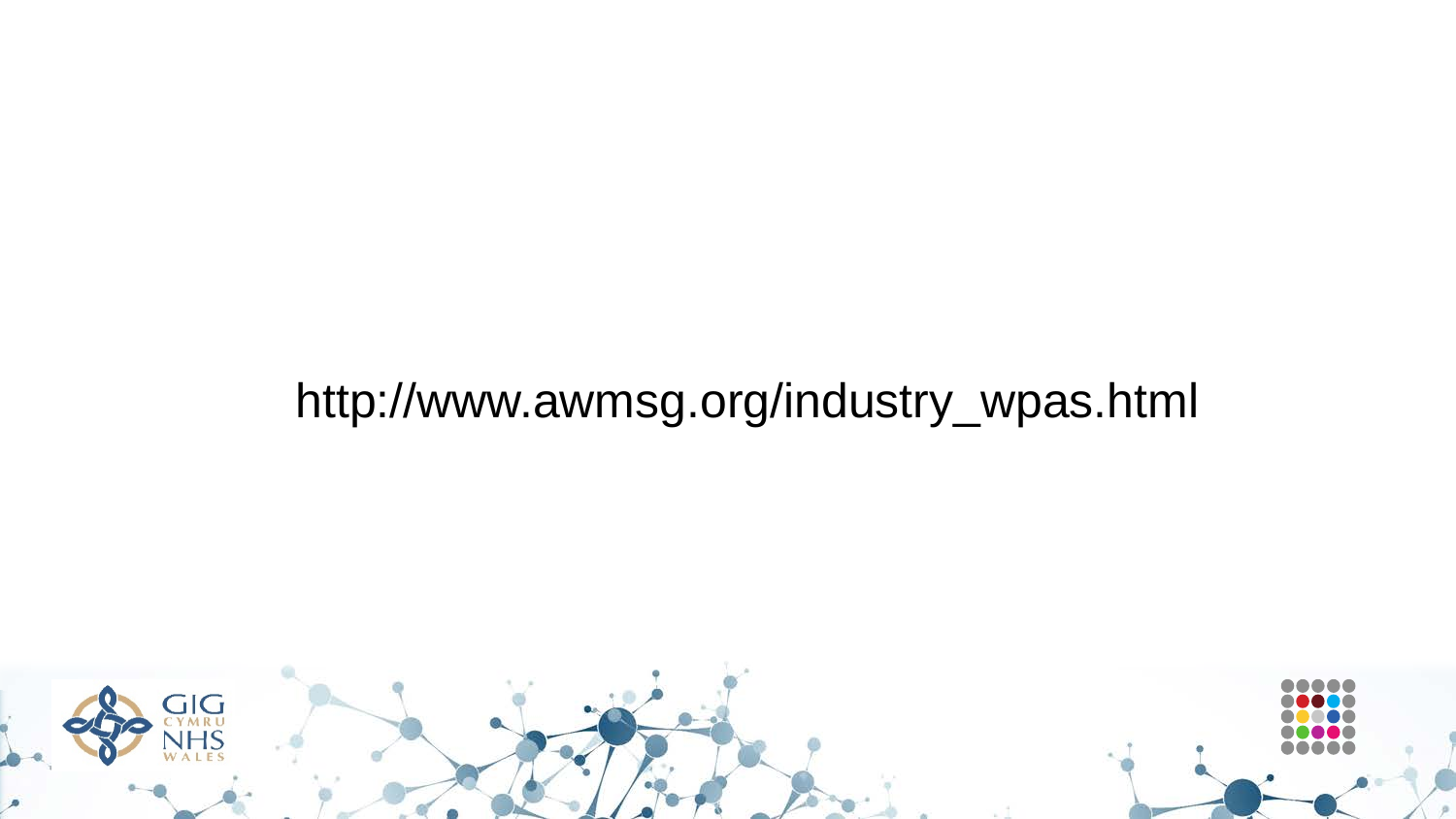http://www.awmsg.org/industry_wpas.html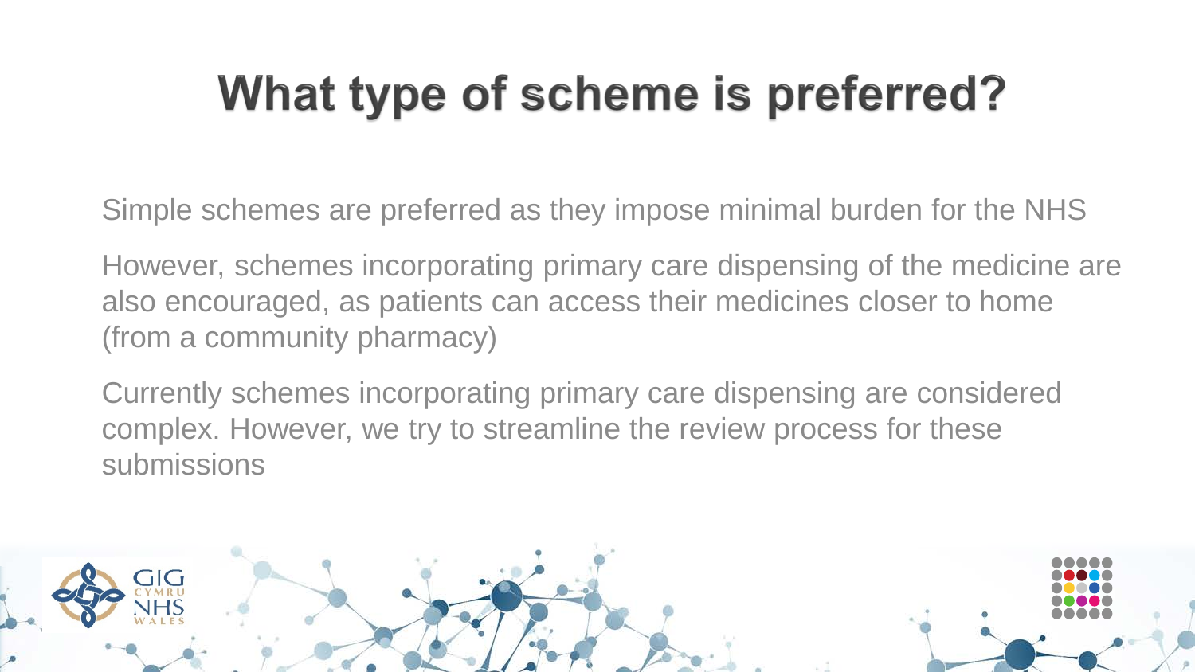# What type of scheme is preferred?

Simple schemes are preferred as they impose minimal burden for the NHS

However, schemes incorporating primary care dispensing of the medicine are also encouraged, as patients can access their medicines closer to home (from a community pharmacy)

Currently schemes incorporating primary care dispensing are considered complex. However, we try to streamline the review process for these submissions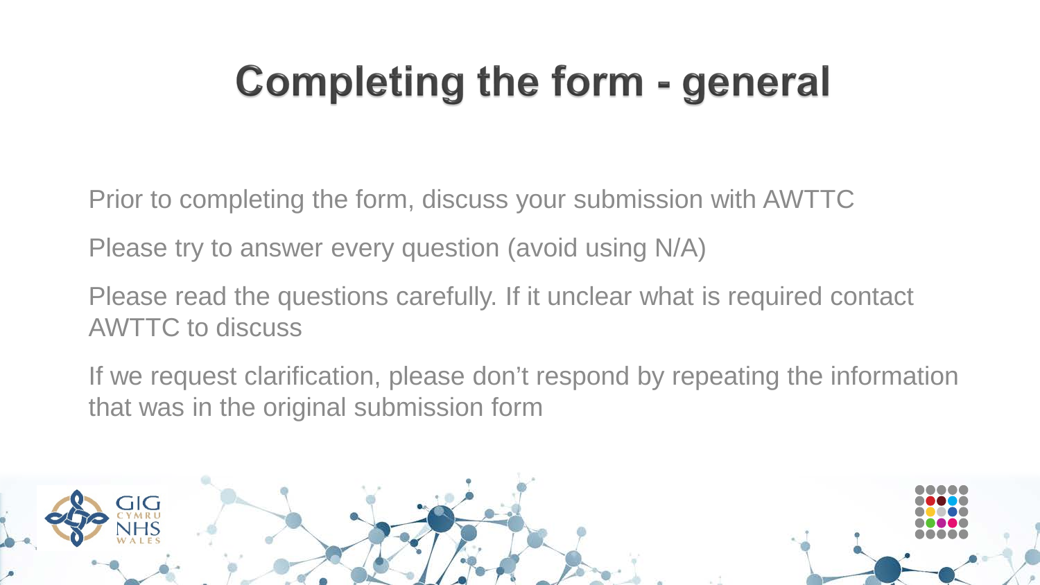# Completing the form - general

Prior to completing the form, discuss your submission with AWTTC

Please try to answer every question (avoid using N/A)

Please read the questions carefully. If it unclear what is required contact AWTTC to discuss

If we request clarification, please don't respond by repeating the information that was in the original submission form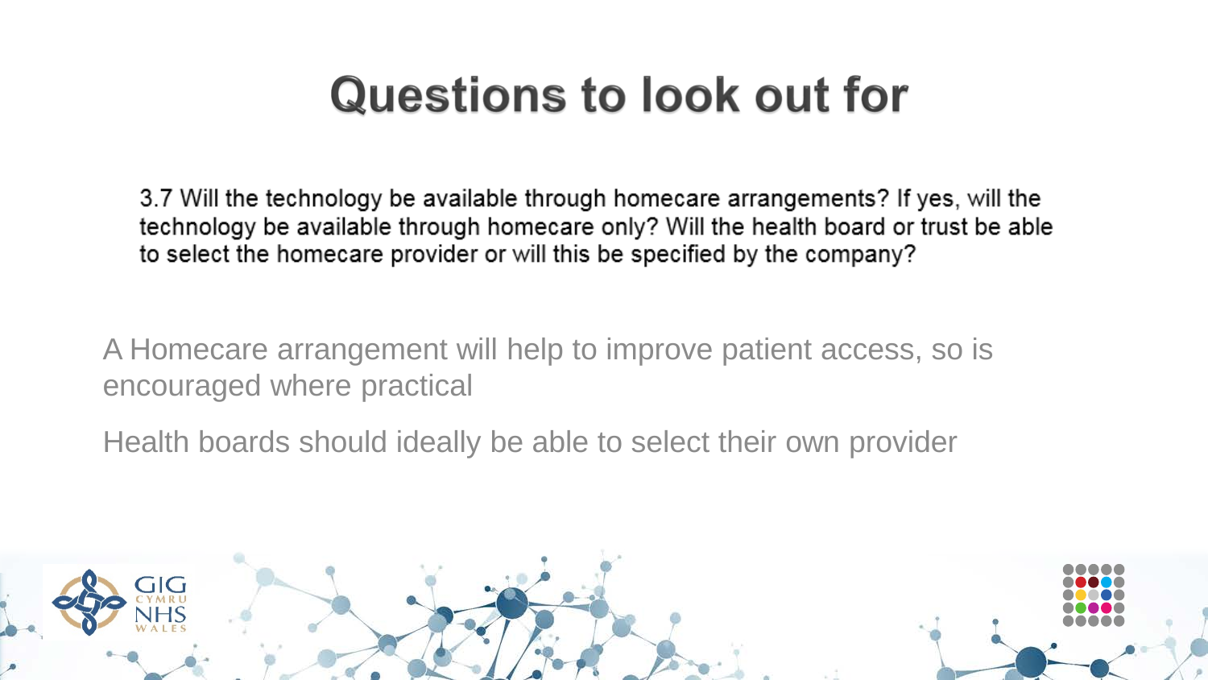# Questions to look out for

3.7 Will the technology be available through homecare arrangements? If yes, will the technology be available through homecare only? Will the health board or trust be able to select the homecare provider or will this be specified by the company?

A Homecare arrangement will help to improve patient access, so is encouraged where practical

Health boards should ideally be able to select their own provider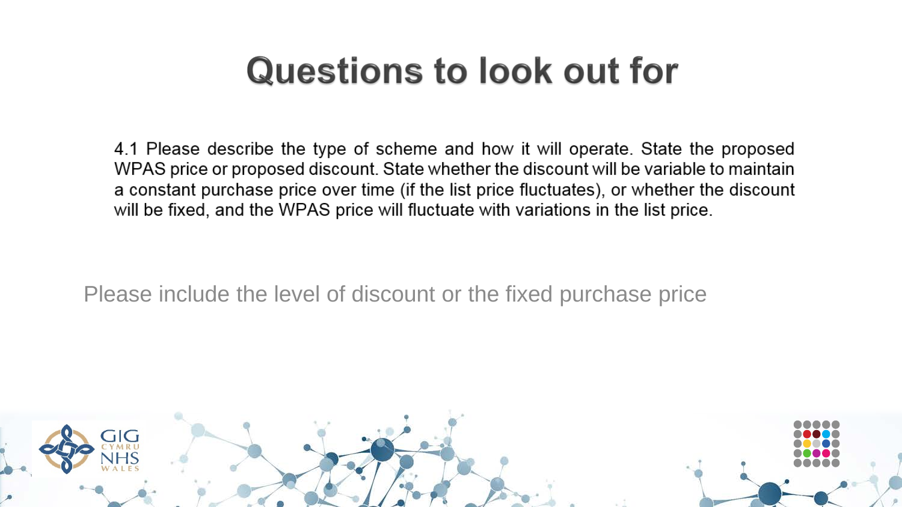# Questions to look out for

4.1 Please describe the type of scheme and how it will operate. State the proposed WPAS price or proposed discount. State whether the discount will be variable to maintain a constant purchase price over time (if the list price fluctuates), or whether the discount will be fixed, and the WPAS price will fluctuate with variations in the list price.

Please include the level of discount or the fixed purchase price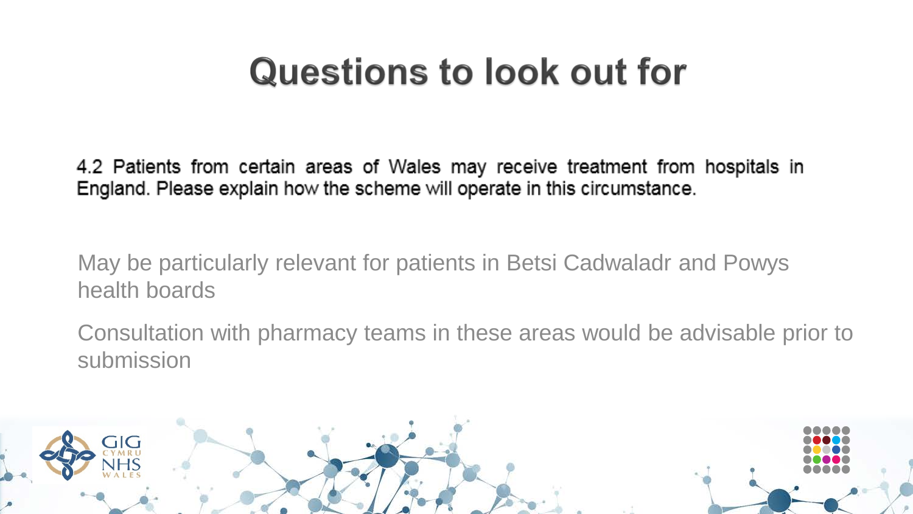# Questions to look out for

4.2 Patients from certain areas of Wales may receive treatment from hospitals in England. Please explain how the scheme will operate in this circumstance.

May be particularly relevant for patients in Betsi Cadwaladr and Powys health boards

Consultation with pharmacy teams in these areas would be advisable prior to submission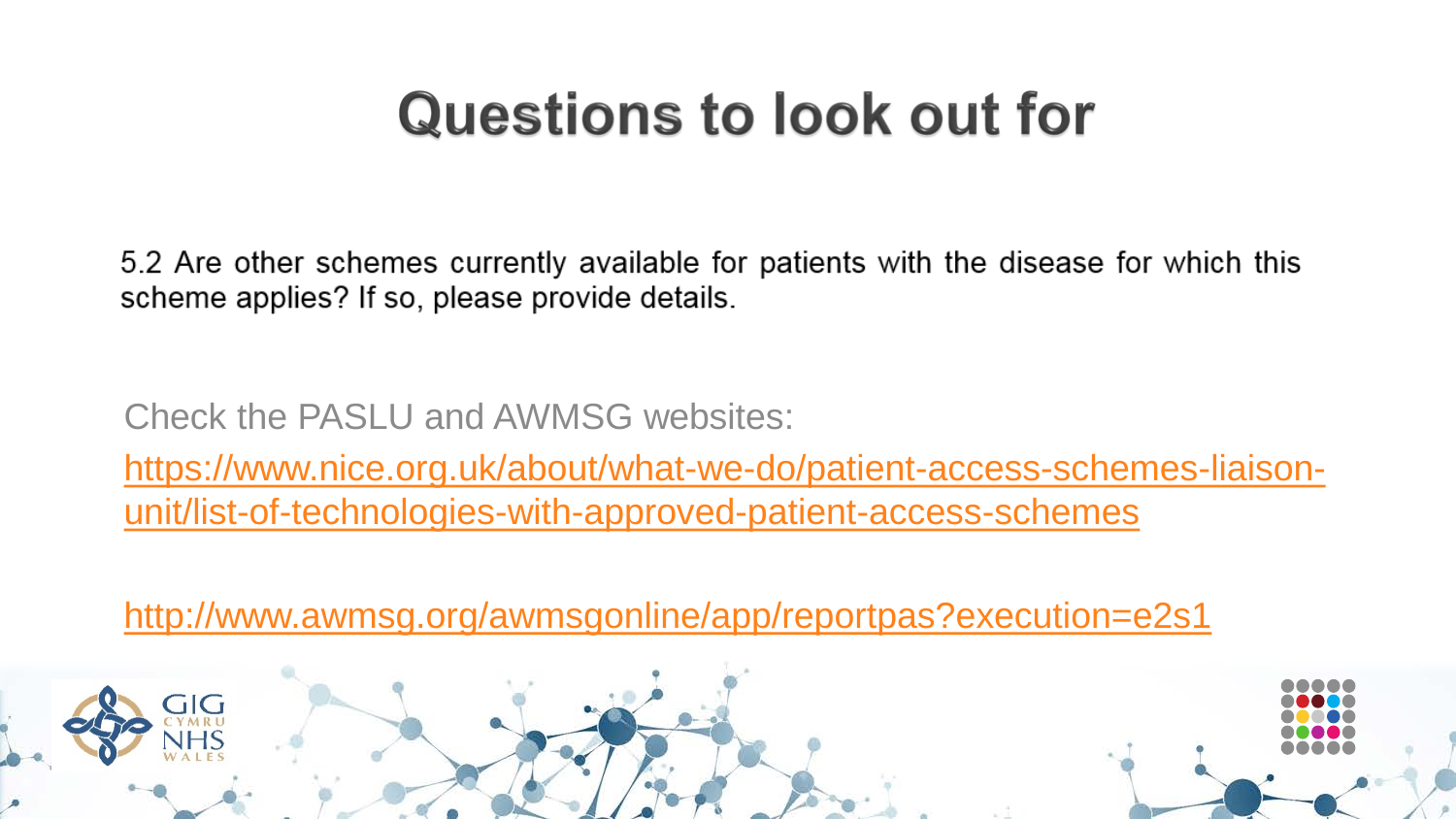# Questions to look out for

5.2 Are other schemes currently available for patients with the disease for which this scheme applies? If so, please provide details.

Check the PASLU and AWMSG websites:

https://www.nice.org.uk/about/what-we-do/patient-access-schemes-liaison-unit/list-of-technologies-with-approved-patient-access-schemes

http://www.awmsg.org/awmsgonline/app/reportpas?execution=e2s1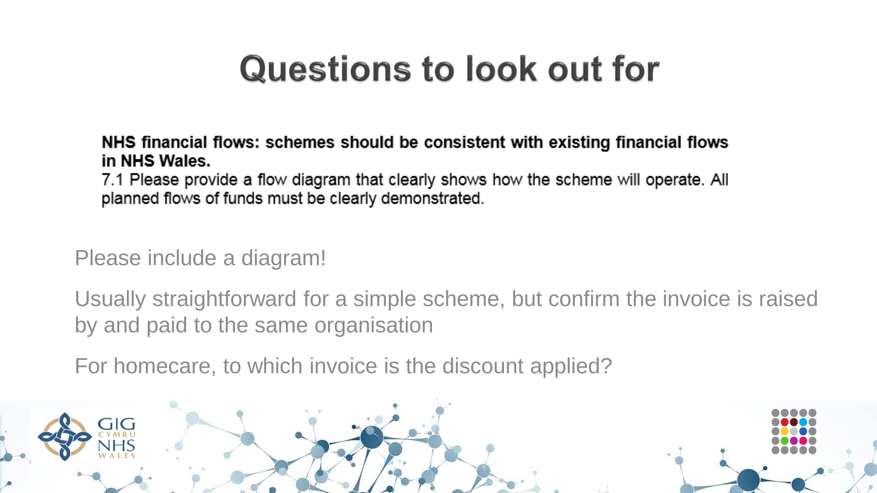# Questions to look out for

**NHS financial flows: schemes should be consistent with existing financial flows in NHS Wales.**

7.1 Please provide a flow diagram that clearly shows how the scheme will operate. All planned flows of funds must be clearly demonstrated.

Please include a diagram!

Usually straightforward for a simple scheme, but confirm the invoice is raised by and paid to the same organisation

For homecare, to which invoice is the discount applied?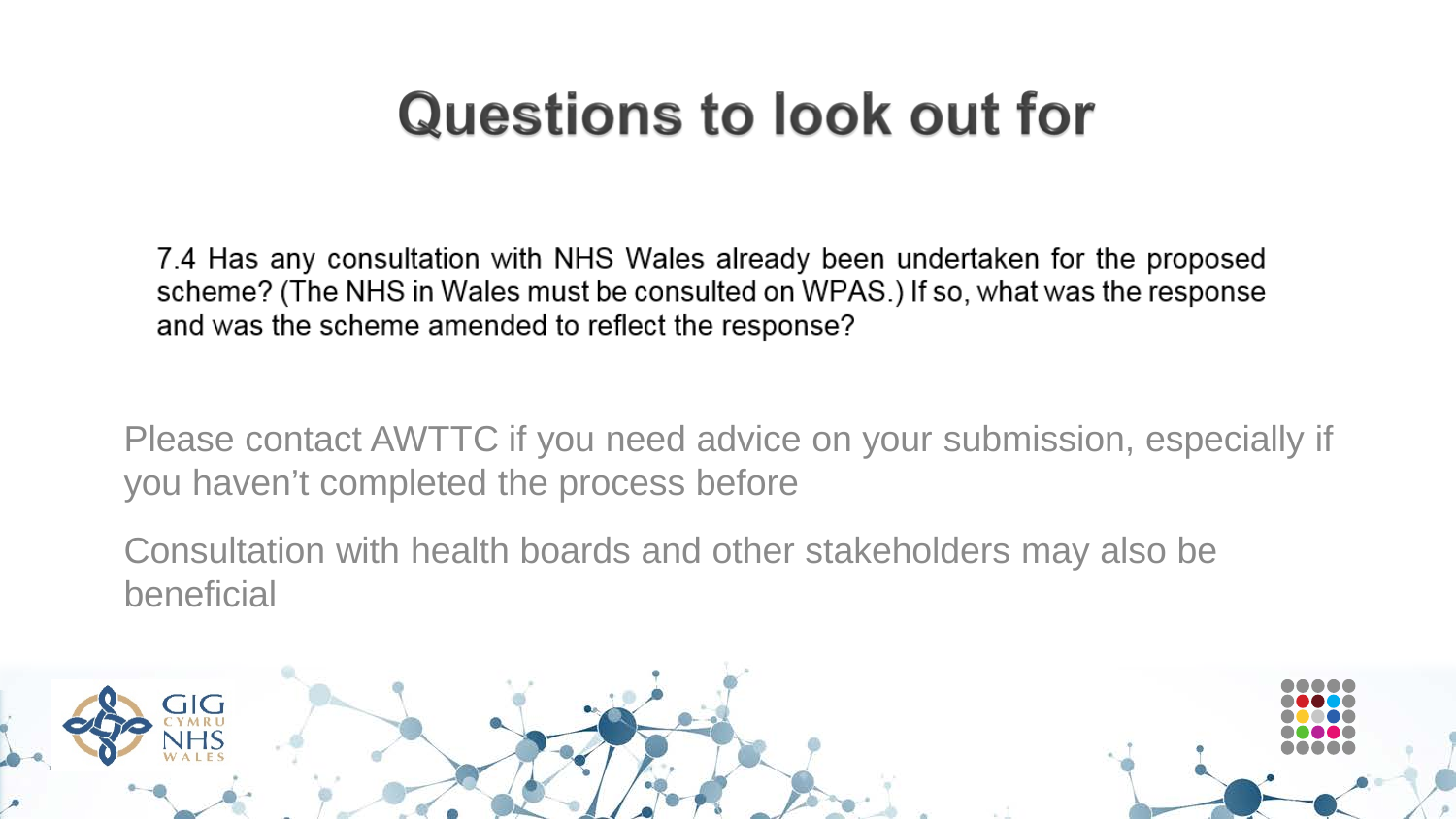# Questions to look out for

7.4 Has any consultation with NHS Wales already been undertaken for the proposed scheme? (The NHS in Wales must be consulted on WPAS.) If so, what was the response and was the scheme amended to reflect the response?

Please contact AWTTC if you need advice on your submission, especially if you haven't completed the process before

Consultation with health boards and other stakeholders may also be beneficial